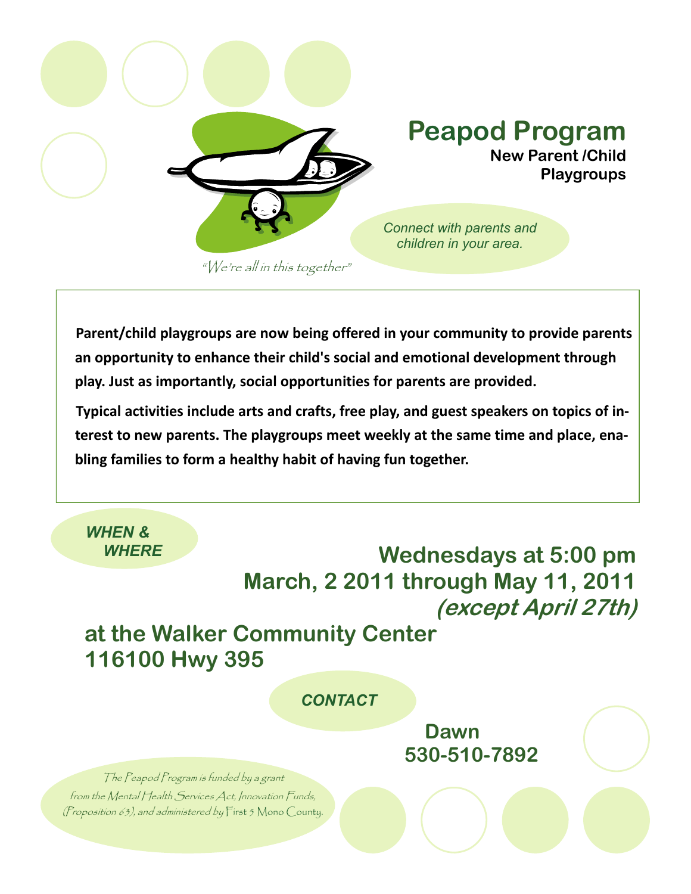# Peapod Program

**New Parent /Child Playgroups**

*Connect with parents and children in your area.*

*"We're all in this together"*

**Parent/child playgroups are now being offered in your community to provide parents an opportunity to enhance their child's social and emotional development through play. Just as importantly, social opportunities for parents are provided.**

**Typical activities include arts and crafts, free play, and guest speakers on topics of interest to new parents. The playgroups meet weekly at the same time and place, enabling families to form a healthy habit of having fun together.**

## *WHEN & WHERE*

**Wednesdays at 5:00 pm**

**March, 2 2011 through May 11, 2011**

***(except April 27th)***

**at the Walker Community Center**

**116100 Hwy 395**

## *CONTACT*

**Dawn**

**530-510-7892**

*The Peapod Program is funded by a grant from the Mental Health Services Act, Innovation Funds, (Proposition 63), and administered by First 5 Mono County.*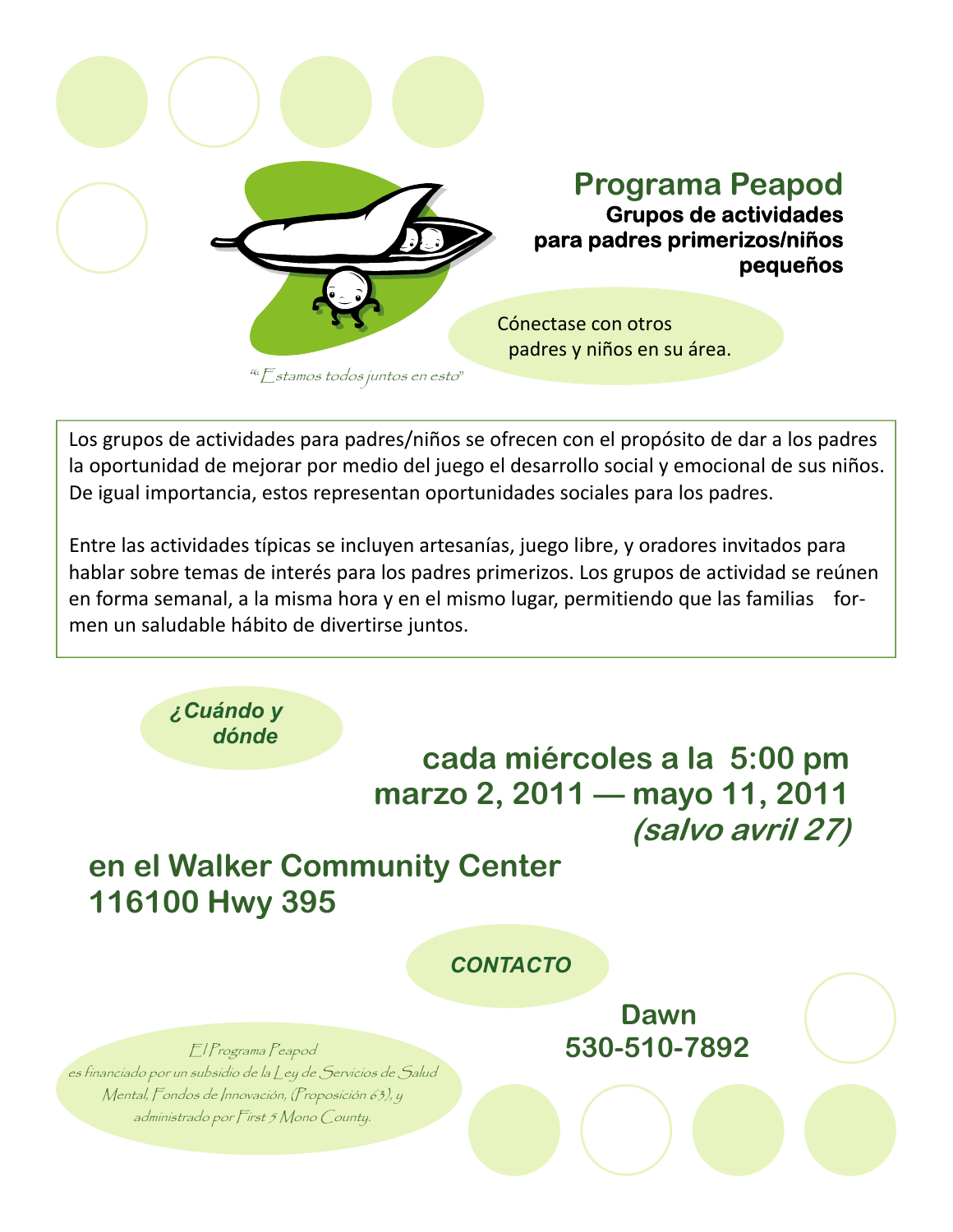# Programa Peapod

**Grupos de actividades para padres primerizos/niños pequeños**

Cónectase con otros padres y niños en su área.

*"Estamos todos juntos en esto"*

Los grupos de actividades para padres/niños se ofrecen con el propósito de dar a los padres la oportunidad de mejorar por medio del juego el desarrollo social y emocional de sus niños. De igual importancia, estos representan oportunidades sociales para los padres.

Entre las actividades típicas se incluyen artesanías, juego libre, y oradores invitados para hablar sobre temas de interés para los padres primerizos. Los grupos de actividad se reúnen en forma semanal, a la misma hora y en el mismo lugar, permitiendo que las familias formen un saludable hábito de divertirse juntos.

***¿Cuándo y dónde***

**cada miércoles a la 5:00 pm**
**marzo 2, 2011 — mayo 11, 2011**
***(salvo avril 27)***

**en el Walker Community Center**
**116100 Hwy 395**

***CONTACTO***

**Dawn**
**530-510-7892**

*El Programa Peapod es financiado por un subsidio de la Ley de Servicios de Salud Mental, Fondos de Innovación, (Proposición 63), y administrado por First 5 Mono County.*